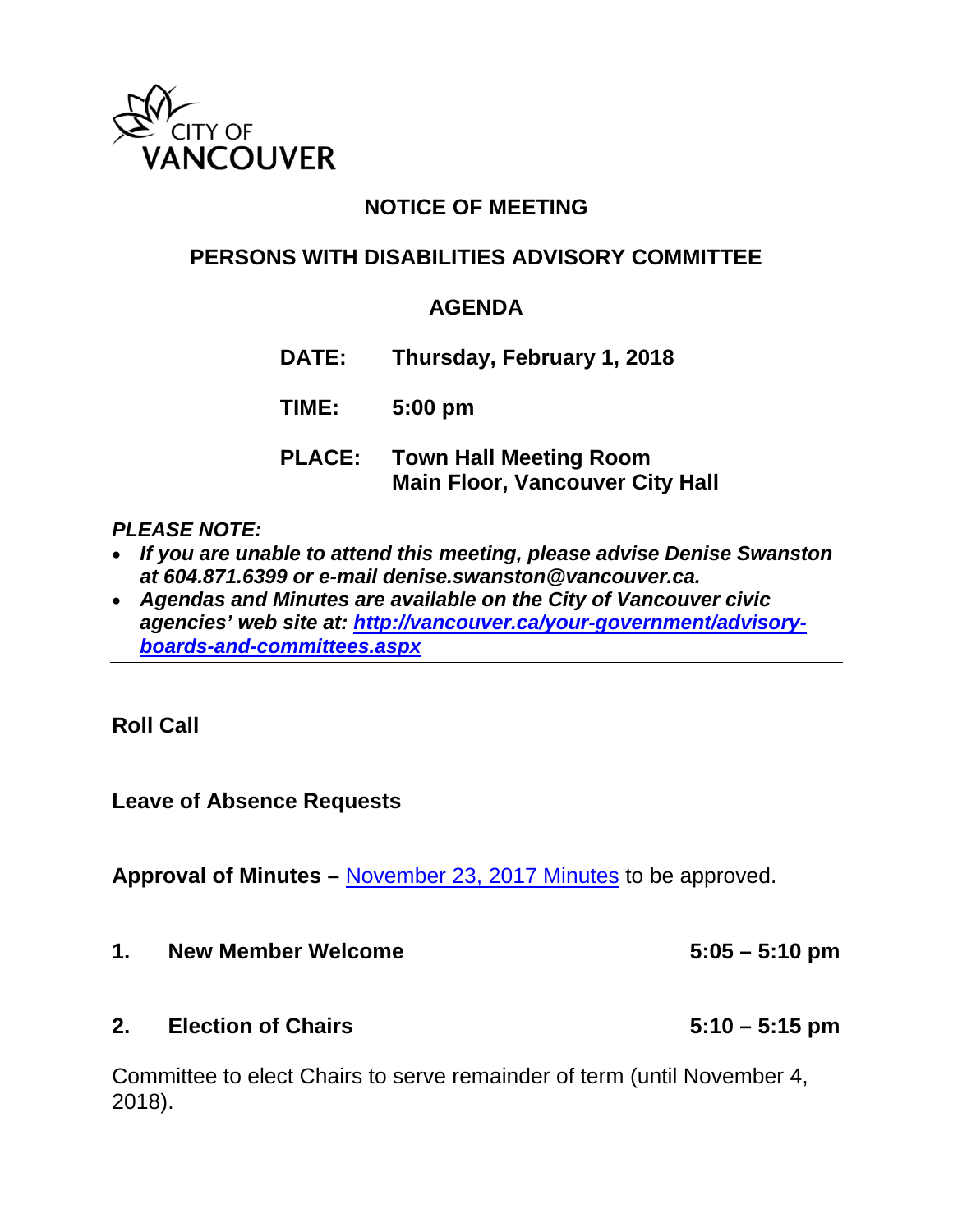CITY OF VANCOUVER

# NOTICE OF MEETING

## PERSONS WITH DISABILITIES ADVISORY COMMITTEE

## AGENDA

**DATE:** **Thursday, February 1, 2018**

**TIME:** **5:00 pm**

**PLACE:** **Town Hall Meeting Room**
**Main Floor, Vancouver City Hall**

***PLEASE NOTE:***

- ***If you are unable to attend this meeting, please advise Denise Swanston at 604.871.6399 or e-mail denise.swanston@vancouver.ca.***
- ***Agendas and Minutes are available on the City of Vancouver civic agencies' web site at: [http://vancouver.ca/your-government/advisory-boards-and-committees.aspx](http://vancouver.ca/your-government/advisory-boards-and-committees.aspx)***

---

**Roll Call**

**Leave of Absence Requests**

**Approval of Minutes –** November 23, 2017 Minutes to be approved.

**1. New Member Welcome** **5:05 – 5:10 pm**

**2. Election of Chairs** **5:10 – 5:15 pm**

Committee to elect Chairs to serve remainder of term (until November 4, 2018).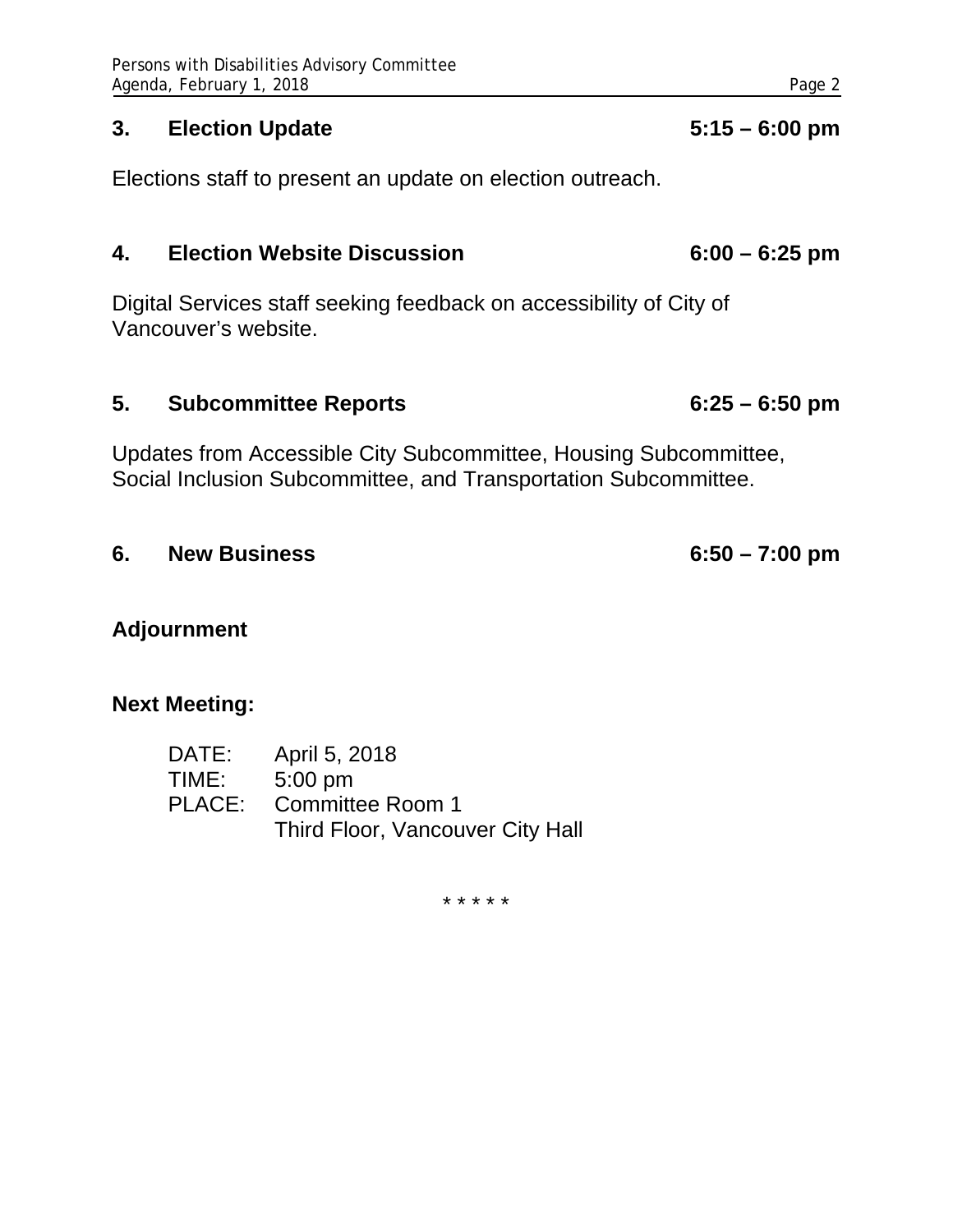## 3. Election Update 5:15 – 6:00 pm

Elections staff to present an update on election outreach.

## 4. Election Website Discussion 6:00 – 6:25 pm

Digital Services staff seeking feedback on accessibility of City of Vancouver's website.

## 5. Subcommittee Reports 6:25 – 6:50 pm

Updates from Accessible City Subcommittee, Housing Subcommittee, Social Inclusion Subcommittee, and Transportation Subcommittee.

## 6. New Business 6:50 – 7:00 pm

## Adjournment

## Next Meeting:

DATE: April 5, 2018
TIME: 5:00 pm
PLACE: Committee Room 1
Third Floor, Vancouver City Hall

\* \* \* \* \*